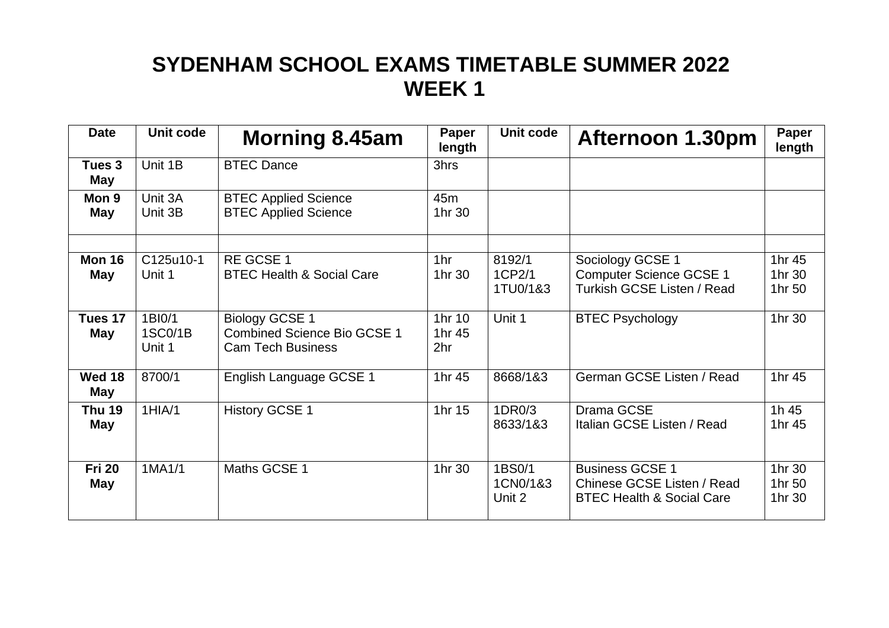# SYDENHAM SCHOOL EXAMS TIMETABLE SUMMER 2022
# WEEK 1

| Date | Unit code | Morning 8.45am | Paper length | Unit code | Afternoon 1.30pm | Paper length |
|---|---|---|---|---|---|---|
| **Tues 3 May** | Unit 1B | BTEC Dance | 3hrs | | | |
| **Mon 9 May** | Unit 3A<br>Unit 3B | BTEC Applied Science<br>BTEC Applied Science | 45m<br>1hr 30 | | | |
| | | | | | | |
| **Mon 16 May** | C125u10-1<br>Unit 1 | RE GCSE 1<br>BTEC Health & Social Care | 1hr<br>1hr 30 | 8192/1<br>1CP2/1<br>1TU0/1&3 | Sociology GCSE 1<br>Computer Science GCSE 1<br>Turkish GCSE Listen / Read | 1hr 45<br>1hr 30<br>1hr 50 |
| **Tues 17 May** | 1BI0/1<br>1SC0/1B<br>Unit 1 | Biology GCSE 1<br>Combined Science Bio GCSE 1<br>Cam Tech Business | 1hr 10<br>1hr 45<br>2hr | Unit 1 | BTEC Psychology | 1hr 30 |
| **Wed 18 May** | 8700/1 | English Language GCSE 1 | 1hr 45 | 8668/1&3 | German GCSE Listen / Read | 1hr 45 |
| **Thu 19 May** | 1HIA/1 | History GCSE 1 | 1hr 15 | 1DR0/3<br>8633/1&3 | Drama GCSE<br>Italian GCSE Listen / Read | 1h 45<br>1hr 45 |
| **Fri 20 May** | 1MA1/1 | Maths GCSE 1 | 1hr 30 | 1BS0/1<br>1CN0/1&3<br>Unit 2 | Business GCSE 1<br>Chinese GCSE Listen / Read<br>BTEC Health & Social Care | 1hr 30<br>1hr 50<br>1hr 30 |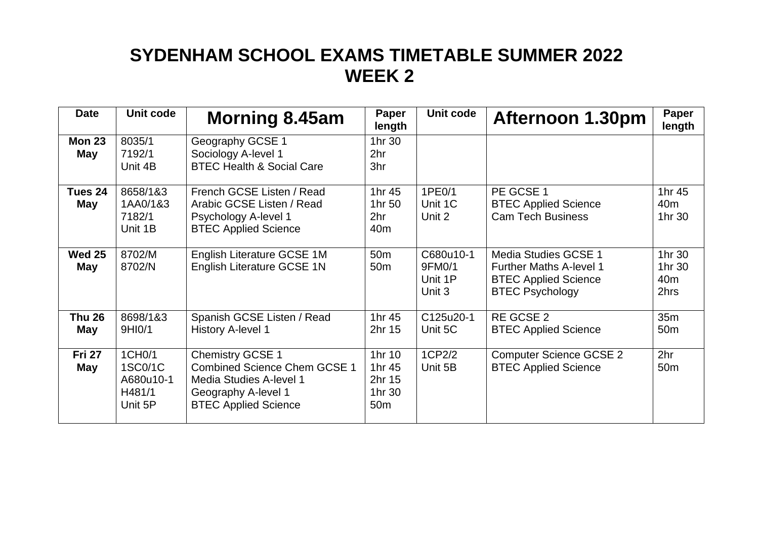# SYDENHAM SCHOOL EXAMS TIMETABLE SUMMER 2022 WEEK 2

| Date | Unit code | Morning 8.45am | Paper length | Unit code | Afternoon 1.30pm | Paper length |
|---|---|---|---|---|---|---|
| **Mon 23 May** | 8035/1<br>7192/1<br>Unit 4B | Geography GCSE 1<br>Sociology A-level 1<br>BTEC Health & Social Care | 1hr 30<br>2hr<br>3hr | | | |
| **Tues 24 May** | 8658/1&3<br>1AA0/1&3<br>7182/1<br>Unit 1B | French GCSE Listen / Read<br>Arabic GCSE Listen / Read<br>Psychology A-level 1<br>BTEC Applied Science | 1hr 45<br>1hr 50<br>2hr<br>40m | 1PE0/1<br>Unit 1C<br>Unit 2 | PE GCSE 1<br>BTEC Applied Science<br>Cam Tech Business | 1hr 45<br>40m<br>1hr 30 |
| **Wed 25 May** | 8702/M<br>8702/N | English Literature GCSE 1M<br>English Literature GCSE 1N | 50m<br>50m | C680u10-1<br>9FM0/1<br>Unit 1P<br>Unit 3 | Media Studies GCSE 1<br>Further Maths A-level 1<br>BTEC Applied Science<br>BTEC Psychology | 1hr 30<br>1hr 30<br>40m<br>2hrs |
| **Thu 26 May** | 8698/1&3<br>9HI0/1 | Spanish GCSE Listen / Read<br>History A-level 1 | 1hr 45<br>2hr 15 | C125u20-1<br>Unit 5C | RE GCSE 2<br>BTEC Applied Science | 35m<br>50m |
| **Fri 27 May** | 1CH0/1<br>1SC0/1C<br>A680u10-1<br>H481/1<br>Unit 5P | Chemistry GCSE 1<br>Combined Science Chem GCSE 1<br>Media Studies A-level 1<br>Geography A-level 1<br>BTEC Applied Science | 1hr 10<br>1hr 45<br>2hr 15<br>1hr 30<br>50m | 1CP2/2<br>Unit 5B | Computer Science GCSE 2<br>BTEC Applied Science | 2hr<br>50m |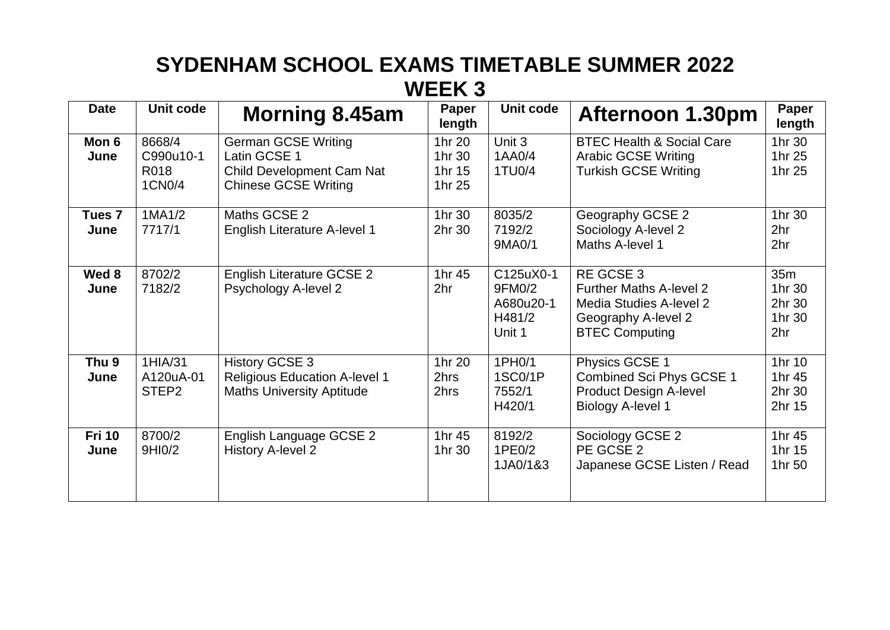# SYDENHAM SCHOOL EXAMS TIMETABLE SUMMER 2022

## WEEK 3

| Date | Unit code | Morning 8.45am | Paper length | Unit code | Afternoon 1.30pm | Paper length |
|---|---|---|---|---|---|---|
| **Mon 6 June** | 8668/4<br>C990u10-1<br>R018<br>1CN0/4 | German GCSE Writing<br>Latin GCSE 1<br>Child Development Cam Nat<br>Chinese GCSE Writing | 1hr 20<br>1hr 30<br>1hr 15<br>1hr 25 | Unit 3<br>1AA0/4<br>1TU0/4 | BTEC Health & Social Care<br>Arabic GCSE Writing<br>Turkish GCSE Writing | 1hr 30<br>1hr 25<br>1hr 25 |
| **Tues 7 June** | 1MA1/2<br>7717/1 | Maths GCSE 2<br>English Literature A-level 1 | 1hr 30<br>2hr 30 | 8035/2<br>7192/2<br>9MA0/1 | Geography GCSE 2<br>Sociology A-level 2<br>Maths A-level 1 | 1hr 30<br>2hr<br>2hr |
| **Wed 8 June** | 8702/2<br>7182/2 | English Literature GCSE 2<br>Psychology A-level 2 | 1hr 45<br>2hr | C125uX0-1<br>9FM0/2<br>A680u20-1<br>H481/2<br>Unit 1 | RE GCSE 3<br>Further Maths A-level 2<br>Media Studies A-level 2<br>Geography A-level 2<br>BTEC Computing | 35m<br>1hr 30<br>2hr 30<br>1hr 30<br>2hr |
| **Thu 9 June** | 1HIA/31<br>A120uA-01<br>STEP2 | History GCSE 3<br>Religious Education A-level 1<br>Maths University Aptitude | 1hr 20<br>2hrs<br>2hrs | 1PH0/1<br>1SC0/1P<br>7552/1<br>H420/1 | Physics GCSE 1<br>Combined Sci Phys GCSE 1<br>Product Design A-level<br>Biology A-level 1 | 1hr 10<br>1hr 45<br>2hr 30<br>2hr 15 |
| **Fri 10 June** | 8700/2<br>9HI0/2 | English Language GCSE 2<br>History A-level 2 | 1hr 45<br>1hr 30 | 8192/2<br>1PE0/2<br>1JA0/1&3 | Sociology GCSE 2<br>PE GCSE 2<br>Japanese GCSE Listen / Read | 1hr 45<br>1hr 15<br>1hr 50 |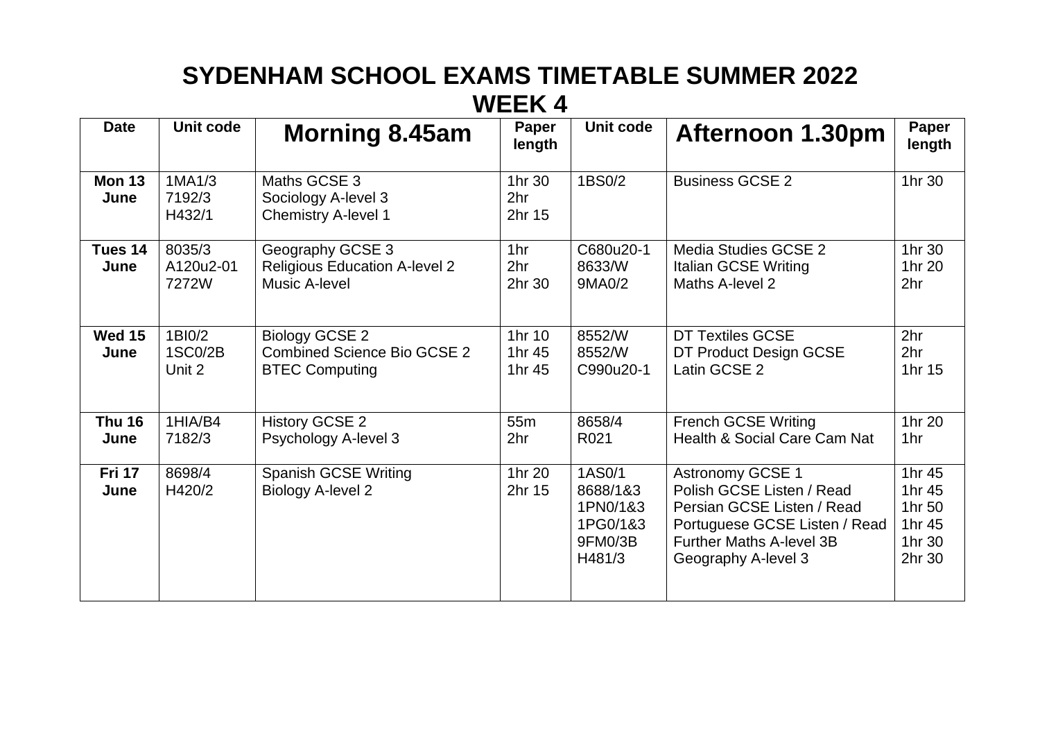# SYDENHAM SCHOOL EXAMS TIMETABLE SUMMER 2022

## WEEK 4

| Date | Unit code | Morning 8.45am | Paper length | Unit code | Afternoon 1.30pm | Paper length |
|---|---|---|---|---|---|---|
| **Mon 13 June** | 1MA1/3<br>7192/3<br>H432/1 | Maths GCSE 3<br>Sociology A-level 3<br>Chemistry A-level 1 | 1hr 30<br>2hr<br>2hr 15 | 1BS0/2 | Business GCSE 2 | 1hr 30 |
| **Tues 14 June** | 8035/3<br>A120u2-01<br>7272W | Geography GCSE 3<br>Religious Education A-level 2<br>Music A-level | 1hr<br>2hr<br>2hr 30 | C680u20-1<br>8633/W<br>9MA0/2 | Media Studies GCSE 2<br>Italian GCSE Writing<br>Maths A-level 2 | 1hr 30<br>1hr 20<br>2hr |
| **Wed 15 June** | 1BI0/2<br>1SC0/2B<br>Unit 2 | Biology GCSE 2<br>Combined Science Bio GCSE 2<br>BTEC Computing | 1hr 10<br>1hr 45<br>1hr 45 | 8552/W<br>8552/W<br>C990u20-1 | DT Textiles GCSE<br>DT Product Design GCSE<br>Latin GCSE 2 | 2hr<br>2hr<br>1hr 15 |
| **Thu 16 June** | 1HIA/B4<br>7182/3 | History GCSE 2<br>Psychology A-level 3 | 55m<br>2hr | 8658/4<br>R021 | French GCSE Writing<br>Health & Social Care Cam Nat | 1hr 20<br>1hr |
| **Fri 17 June** | 8698/4<br>H420/2 | Spanish GCSE Writing<br>Biology A-level 2 | 1hr 20<br>2hr 15 | 1AS0/1<br>8688/1&3<br>1PN0/1&3<br>1PG0/1&3<br>9FM0/3B<br>H481/3 | Astronomy GCSE 1<br>Polish GCSE Listen / Read<br>Persian GCSE Listen / Read<br>Portuguese GCSE Listen / Read<br>Further Maths A-level 3B<br>Geography A-level 3 | 1hr 45<br>1hr 45<br>1hr 50<br>1hr 45<br>1hr 30<br>2hr 30 |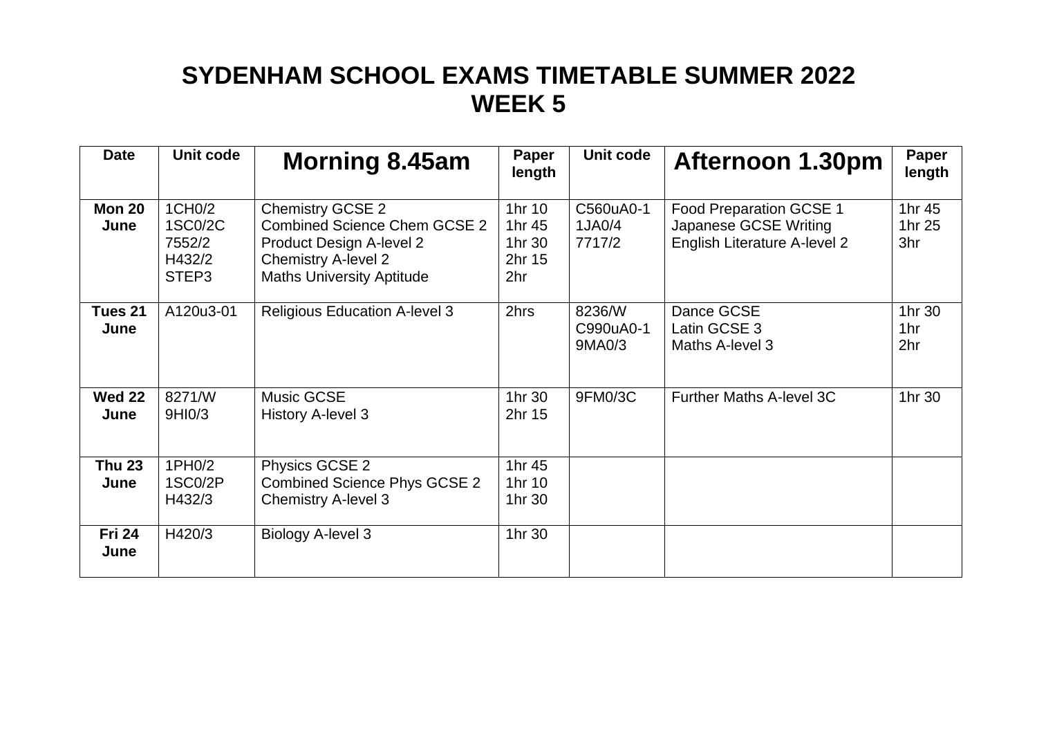# SYDENHAM SCHOOL EXAMS TIMETABLE SUMMER 2022
# WEEK 5

| Date | Unit code | Morning 8.45am | Paper length | Unit code | Afternoon 1.30pm | Paper length |
|---|---|---|---|---|---|---|
| **Mon 20 June** | 1CH0/2<br>1SC0/2C<br>7552/2<br>H432/2<br>STEP3 | Chemistry GCSE 2<br>Combined Science Chem GCSE 2<br>Product Design A-level 2<br>Chemistry A-level 2<br>Maths University Aptitude | 1hr 10<br>1hr 45<br>1hr 30<br>2hr 15<br>2hr | C560uA0-1<br>1JA0/4<br>7717/2 | Food Preparation GCSE 1<br>Japanese GCSE Writing<br>English Literature A-level 2 | 1hr 45<br>1hr 25<br>3hr |
| **Tues 21 June** | A120u3-01 | Religious Education A-level 3 | 2hrs | 8236/W<br>C990uA0-1<br>9MA0/3 | Dance GCSE<br>Latin GCSE 3<br>Maths A-level 3 | 1hr 30<br>1hr<br>2hr |
| **Wed 22 June** | 8271/W<br>9HI0/3 | Music GCSE<br>History A-level 3 | 1hr 30<br>2hr 15 | 9FM0/3C | Further Maths A-level 3C | 1hr 30 |
| **Thu 23 June** | 1PH0/2<br>1SC0/2P<br>H432/3 | Physics GCSE 2<br>Combined Science Phys GCSE 2<br>Chemistry A-level 3 | 1hr 45<br>1hr 10<br>1hr 30 | | | |
| **Fri 24 June** | H420/3 | Biology A-level 3 | 1hr 30 | | | |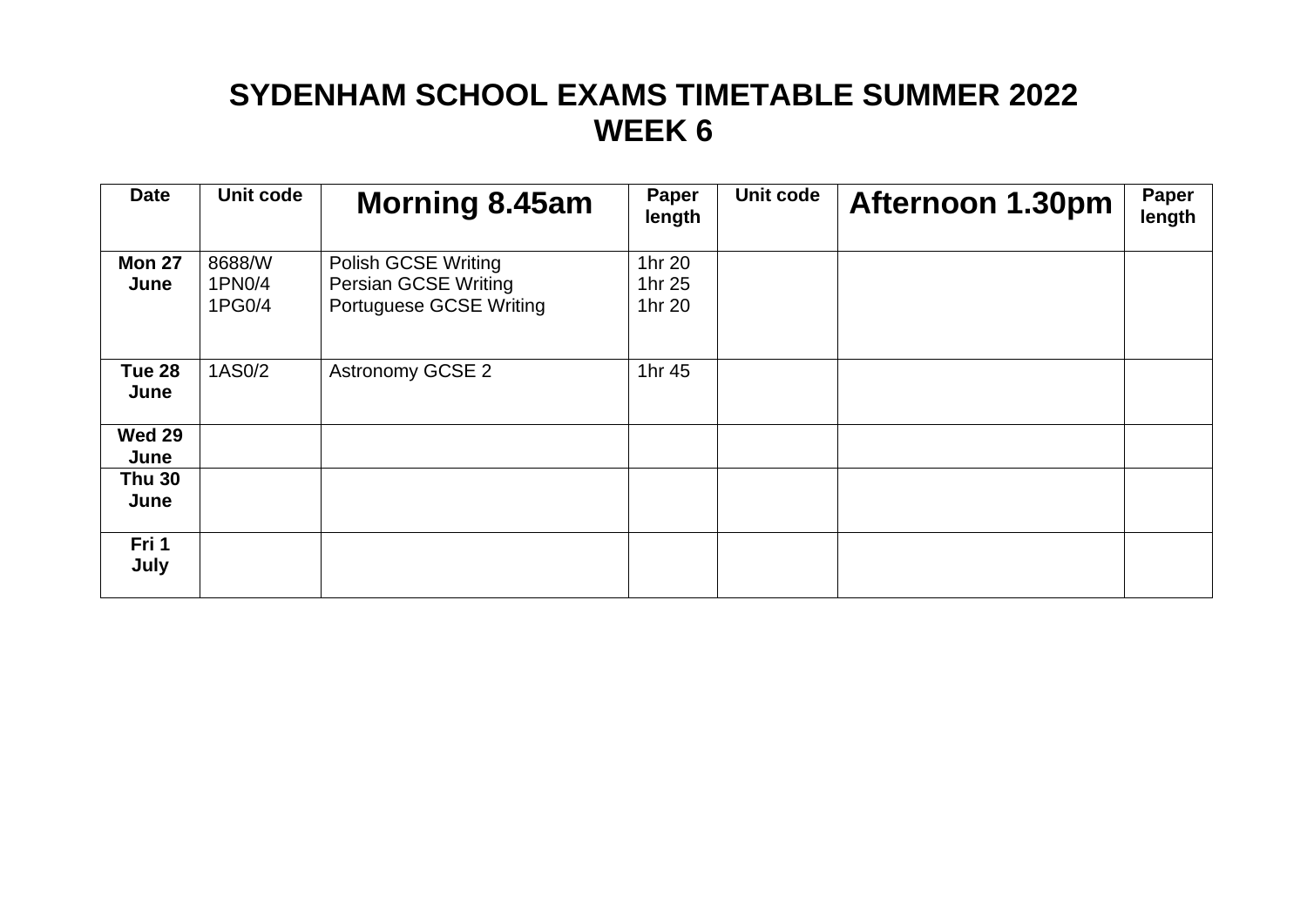# SYDENHAM SCHOOL EXAMS TIMETABLE SUMMER 2022
# WEEK 6

| Date | Unit code | Morning 8.45am | Paper length | Unit code | Afternoon 1.30pm | Paper length |
|---|---|---|---|---|---|---|
| **Mon 27 June** | 8688/W<br>1PN0/4<br>1PG0/4 | Polish GCSE Writing<br>Persian GCSE Writing<br>Portuguese GCSE Writing | 1hr 20<br>1hr 25<br>1hr 20 | | | |
| **Tue 28 June** | 1AS0/2 | Astronomy GCSE 2 | 1hr 45 | | | |
| **Wed 29 June** | | | | | | |
| **Thu 30 June** | | | | | | |
| **Fri 1 July** | | | | | | |